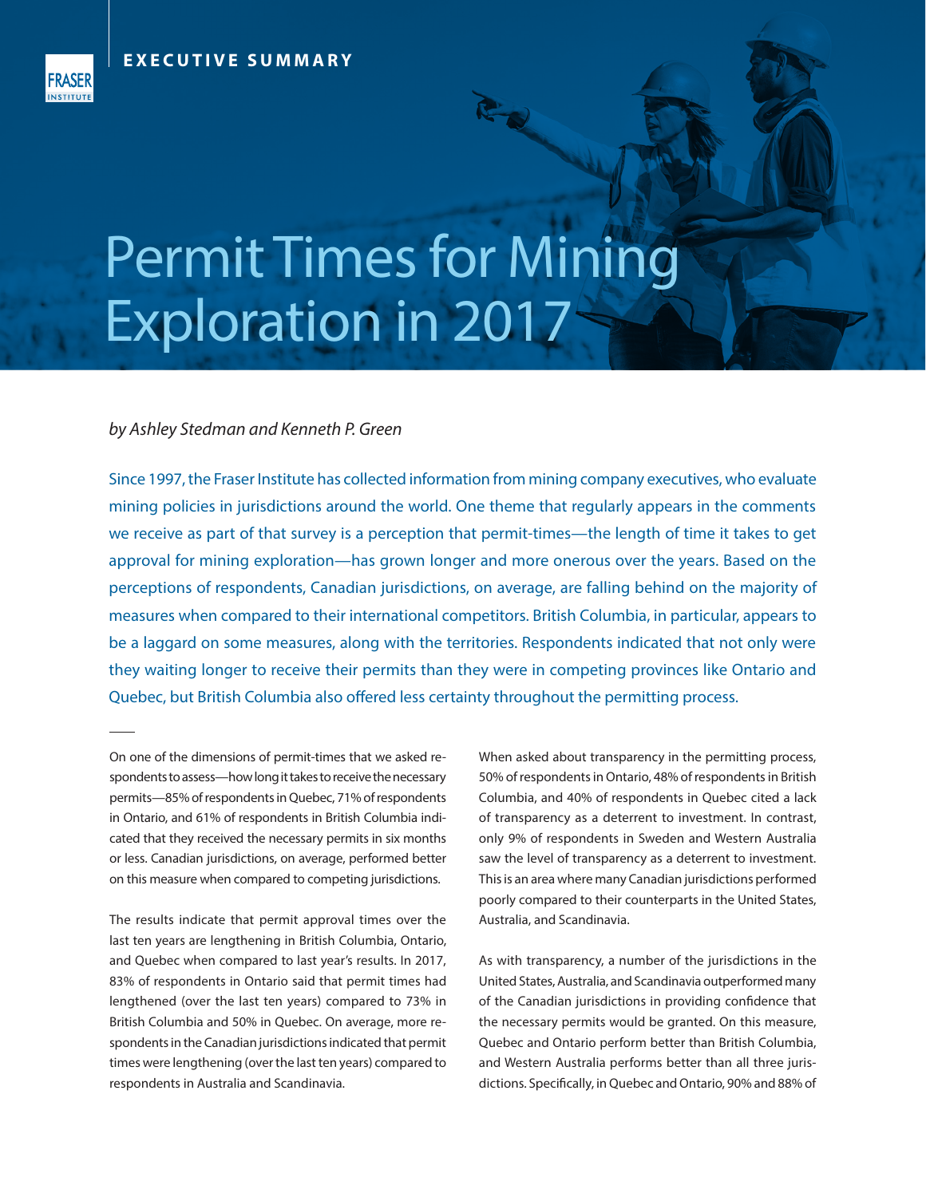EXECUTIVE SUMMARY

# Permit Times for Mining Exploration in 2017

*by Ashley Stedman and Kenneth P. Green*

Since 1997, the Fraser Institute has collected information from mining company executives, who evaluate mining policies in jurisdictions around the world. One theme that regularly appears in the comments we receive as part of that survey is a perception that permit-times—the length of time it takes to get approval for mining exploration—has grown longer and more onerous over the years. Based on the perceptions of respondents, Canadian jurisdictions, on average, are falling behind on the majority of measures when compared to their international competitors. British Columbia, in particular, appears to be a laggard on some measures, along with the territories. Respondents indicated that not only were they waiting longer to receive their permits than they were in competing provinces like Ontario and Quebec, but British Columbia also offered less certainty throughout the permitting process.

On one of the dimensions of permit-times that we asked respondents to assess—how long it takes to receive the necessary permits—85% of respondents in Quebec, 71% of respondents in Ontario, and 61% of respondents in British Columbia indicated that they received the necessary permits in six months or less. Canadian jurisdictions, on average, performed better on this measure when compared to competing jurisdictions.

The results indicate that permit approval times over the last ten years are lengthening in British Columbia, Ontario, and Quebec when compared to last year's results. In 2017, 83% of respondents in Ontario said that permit times had lengthened (over the last ten years) compared to 73% in British Columbia and 50% in Quebec. On average, more respondents in the Canadian jurisdictions indicated that permit times were lengthening (over the last ten years) compared to respondents in Australia and Scandinavia.

When asked about transparency in the permitting process, 50% of respondents in Ontario, 48% of respondents in British Columbia, and 40% of respondents in Quebec cited a lack of transparency as a deterrent to investment. In contrast, only 9% of respondents in Sweden and Western Australia saw the level of transparency as a deterrent to investment. This is an area where many Canadian jurisdictions performed poorly compared to their counterparts in the United States, Australia, and Scandinavia.

As with transparency, a number of the jurisdictions in the United States, Australia, and Scandinavia outperformed many of the Canadian jurisdictions in providing confidence that the necessary permits would be granted. On this measure, Quebec and Ontario perform better than British Columbia, and Western Australia performs better than all three jurisdictions. Specifically, in Quebec and Ontario, 90% and 88% of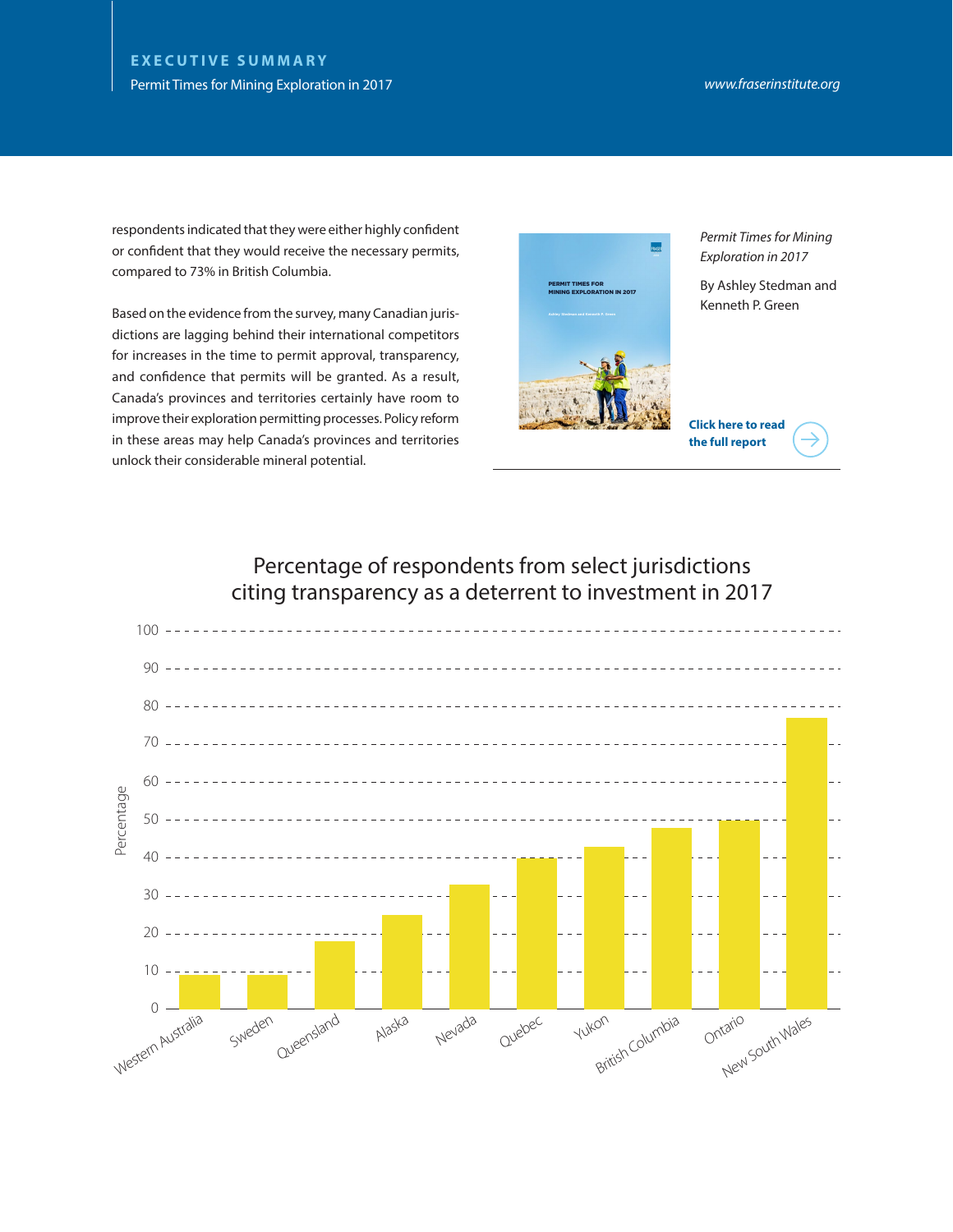respondents indicated that they were either highly confident or confident that they would receive the necessary permits, compared to 73% in British Columbia.

Based on the evidence from the survey, many Canadian jurisdictions are lagging behind their international competitors for increases in the time to permit approval, transparency, and confidence that permits will be granted. As a result, Canada's provinces and territories certainly have room to improve their exploration permitting processes. Policy reform in these areas may help Canada's provinces and territories unlock their considerable mineral potential.

*Permit Times for Mining Exploration in 2017*

By Ashley Stedman and Kenneth P. Green

**Click here to read the full report**

Percentage of respondents from select jurisdictions citing transparency as a deterrent to investment in 2017

Percentage

100
90
80
70
60
50
40
30
20
10
0

Western Australia
Sweden
Queensland
Alaska
Nevada
Quebec
Yukon
British Columbia
Ontario
New South Wales